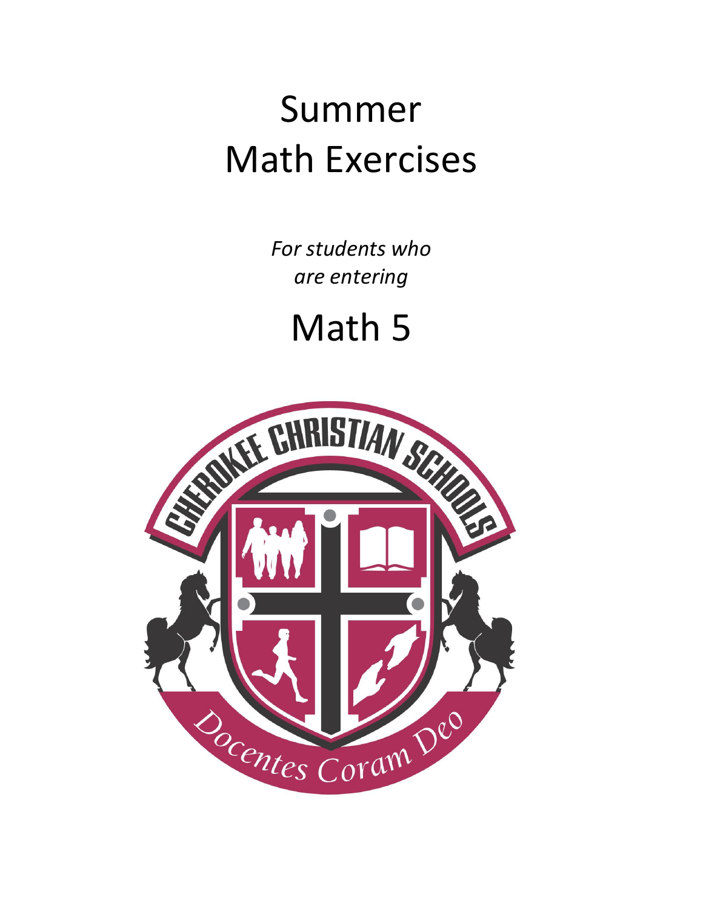# Summer Math Exercises

*For students who are entering*

# Math 5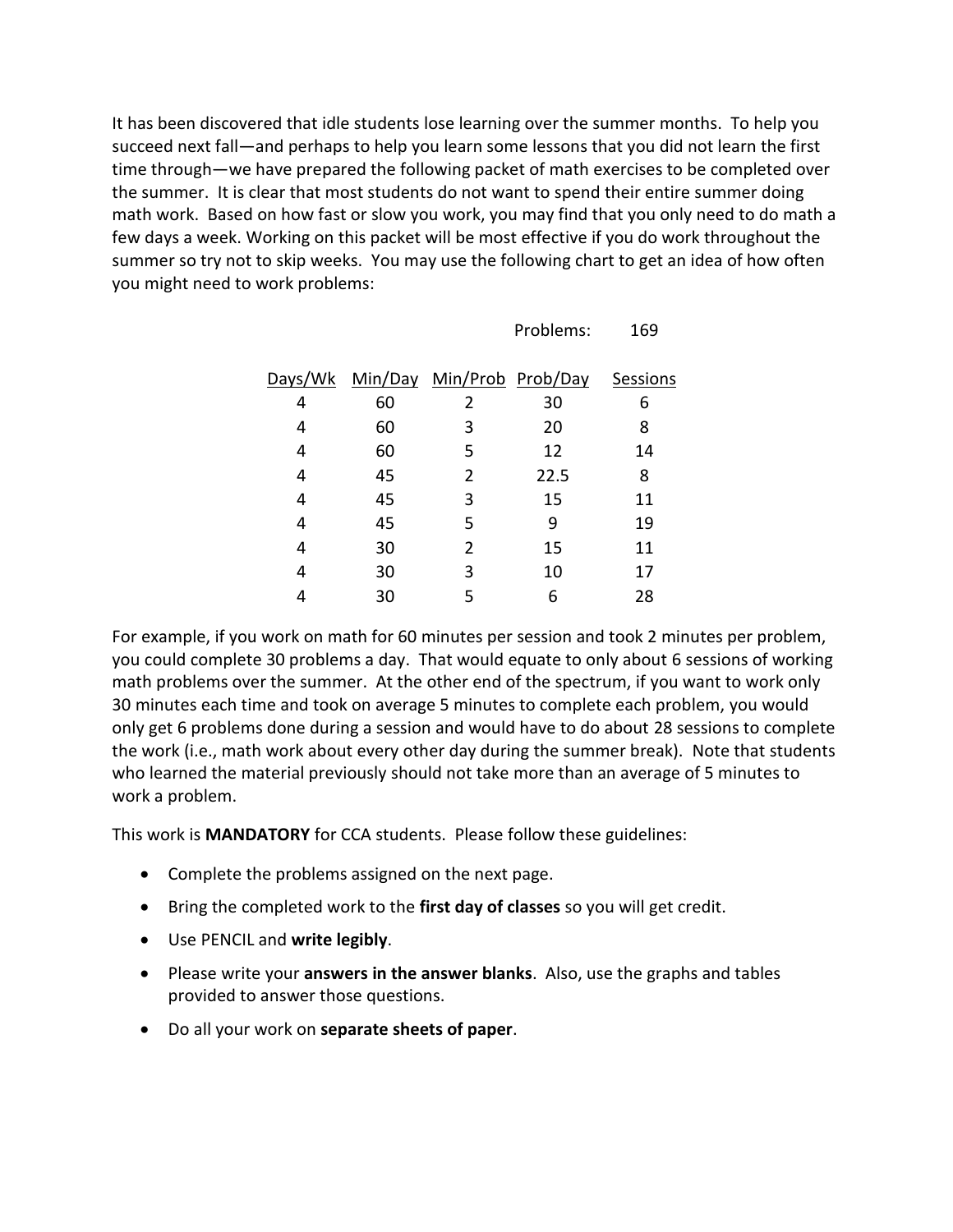It has been discovered that idle students lose learning over the summer months. To help you succeed next fall—and perhaps to help you learn some lessons that you did not learn the first time through—we have prepared the following packet of math exercises to be completed over the summer. It is clear that most students do not want to spend their entire summer doing math work. Based on how fast or slow you work, you may find that you only need to do math a few days a week. Working on this packet will be most effective if you do work throughout the summer so try not to skip weeks. You may use the following chart to get an idea of how often you might need to work problems:

Problems: 169

| Days/Wk | Min/Day | Min/Prob | Prob/Day | Sessions |
|---|---|---|---|---|
| 4 | 60 | 2 | 30 | 6 |
| 4 | 60 | 3 | 20 | 8 |
| 4 | 60 | 5 | 12 | 14 |
| 4 | 45 | 2 | 22.5 | 8 |
| 4 | 45 | 3 | 15 | 11 |
| 4 | 45 | 5 | 9 | 19 |
| 4 | 30 | 2 | 15 | 11 |
| 4 | 30 | 3 | 10 | 17 |
| 4 | 30 | 5 | 6 | 28 |

For example, if you work on math for 60 minutes per session and took 2 minutes per problem, you could complete 30 problems a day. That would equate to only about 6 sessions of working math problems over the summer. At the other end of the spectrum, if you want to work only 30 minutes each time and took on average 5 minutes to complete each problem, you would only get 6 problems done during a session and would have to do about 28 sessions to complete the work (i.e., math work about every other day during the summer break). Note that students who learned the material previously should not take more than an average of 5 minutes to work a problem.

This work is **MANDATORY** for CCA students. Please follow these guidelines:

- Complete the problems assigned on the next page.
- Bring the completed work to the **first day of classes** so you will get credit.
- Use PENCIL and **write legibly**.
- Please write your **answers in the answer blanks**. Also, use the graphs and tables provided to answer those questions.
- Do all your work on **separate sheets of paper**.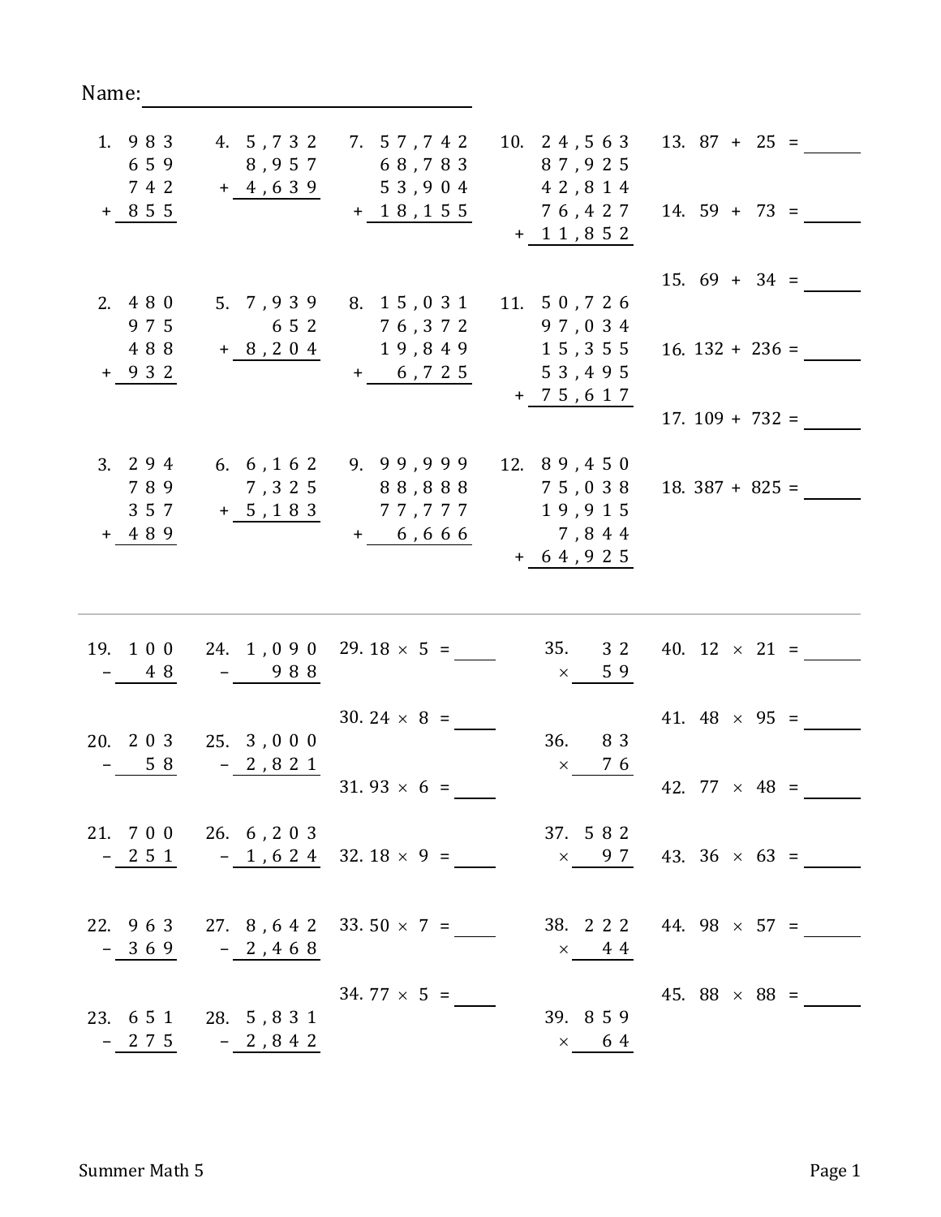Name: ______________________________

1. 983 + 659 + 742 + 855 =

2. 480 + 975 + 488 + 932 =

3. 294 + 789 + 357 + 489 =

4. 5,732 + 8,957 + 4,639 =

5. 7,939 + 652 + 8,204 =

6. 6,162 + 7,325 + 5,183 =

7. 57,742 + 68,783 + 53,904 + 18,155 =

8. 15,031 + 76,372 + 19,849 + 6,725 =

9. 99,999 + 88,888 + 77,777 + 6,666 =

10. 24,563 + 87,925 + 42,814 + 76,427 + 11,852 =

11. 50,726 + 97,034 + 15,355 + 53,495 + 75,617 =

12. 89,450 + 75,038 + 19,915 + 7,844 + 64,925 =

13. 87 + 25 = ______

14. 59 + 73 = ______

15. 69 + 34 = ______

16. 132 + 236 = ______

17. 109 + 732 = ______

18. 387 + 825 = ______

---

19. 100 − 48 =

20. 203 − 58 =

21. 700 − 251 =

22. 963 − 369 =

23. 651 − 275 =

24. 1,090 − 988 =

25. 3,000 − 2,821 =

26. 6,203 − 1,624 =

27. 8,642 − 2,468 =

28. 5,831 − 2,842 =

29. 18 × 5 = ______

30. 24 × 8 = ______

31. 93 × 6 = ______

32. 18 × 9 = ______

33. 50 × 7 = ______

34. 77 × 5 = ______

35. 32 × 59 =

36. 83 × 76 =

37. 582 × 97 =

38. 222 × 44 =

39. 859 × 64 =

40. 12 × 21 = ______

41. 48 × 95 = ______

42. 77 × 48 = ______

43. 36 × 63 = ______

44. 98 × 57 = ______

45. 88 × 88 = ______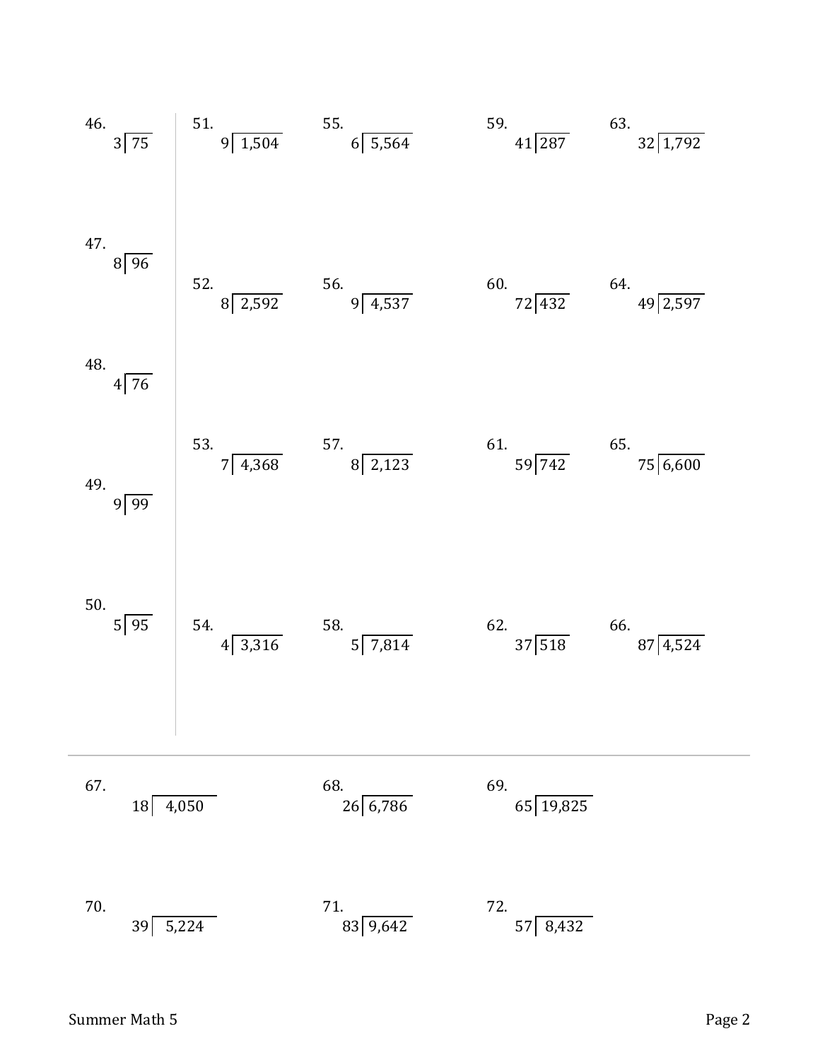46. $3\overline{)75}$

47. $8\overline{)96}$

48. $4\overline{)76}$

49. $9\overline{)99}$

50. $5\overline{)95}$

51. $9\overline{)1{,}504}$

52. $8\overline{)2{,}592}$

53. $7\overline{)4{,}368}$

54. $4\overline{)3{,}316}$

55. $6\overline{)5{,}564}$

56. $9\overline{)4{,}537}$

57. $8\overline{)2{,}123}$

58. $5\overline{)7{,}814}$

59. $41\overline{)287}$

60. $72\overline{)432}$

61. $59\overline{)742}$

62. $37\overline{)518}$

63. $32\overline{)1{,}792}$

64. $49\overline{)2{,}597}$

65. $75\overline{)6{,}600}$

66. $87\overline{)4{,}524}$

---

67. $18\overline{)4{,}050}$

68. $26\overline{)6{,}786}$

69. $65\overline{)19{,}825}$

70. $39\overline{)5{,}224}$

71. $83\overline{)9{,}642}$

72. $57\overline{)8{,}432}$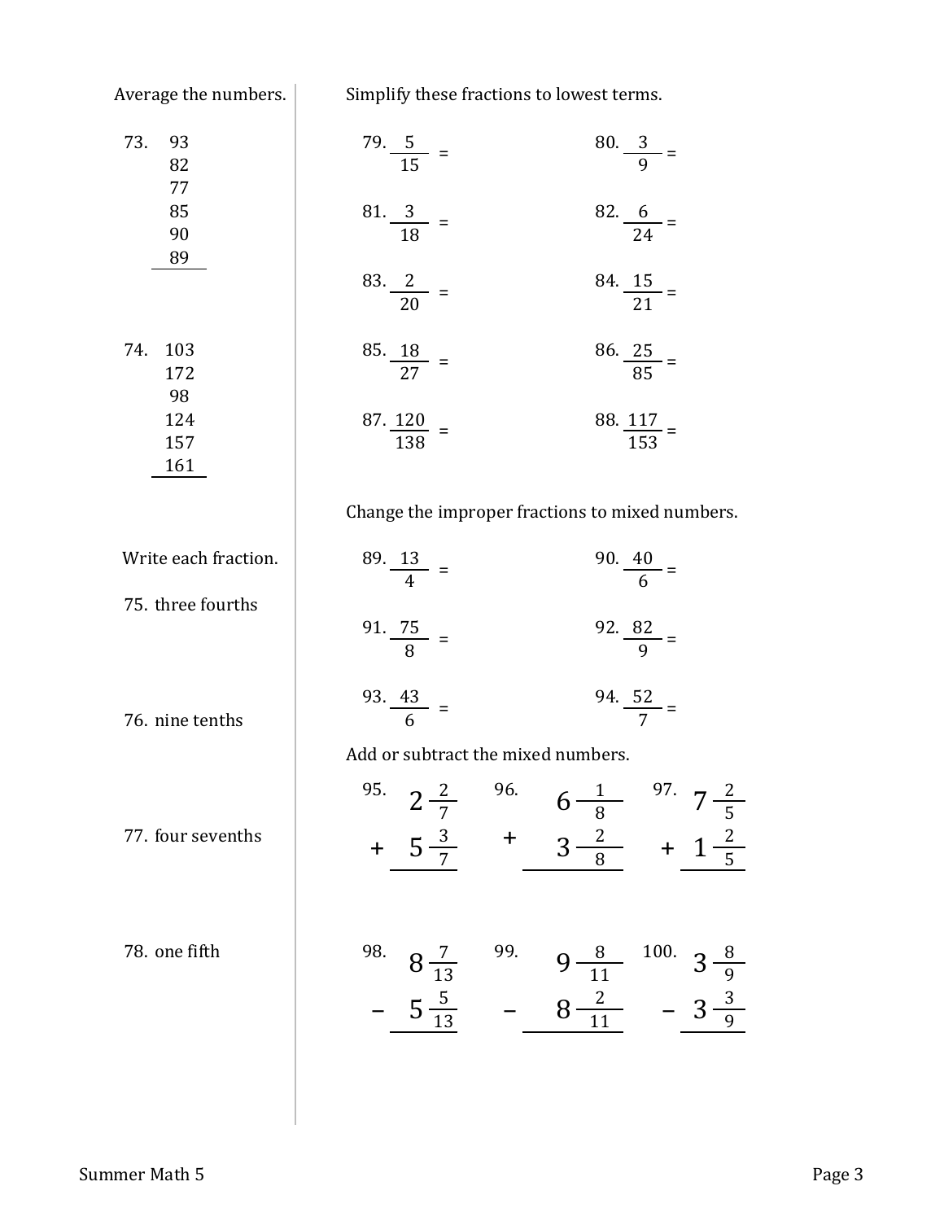Average the numbers.

73.
93
82
77
85
90
89

74.
103
172
98
124
157
161

Write each fraction.

75. three fourths

76. nine tenths

77. four sevenths

78. one fifth

Simplify these fractions to lowest terms.

79. $\frac{5}{15} =$

80. $\frac{3}{9} =$

81. $\frac{3}{18} =$

82. $\frac{6}{24} =$

83. $\frac{2}{20} =$

84. $\frac{15}{21} =$

85. $\frac{18}{27} =$

86. $\frac{25}{85} =$

87. $\frac{120}{138} =$

88. $\frac{117}{153} =$

Change the improper fractions to mixed numbers.

89. $\frac{13}{4} =$

90. $\frac{40}{6} =$

91. $\frac{75}{8} =$

92. $\frac{82}{9} =$

93. $\frac{43}{6} =$

94. $\frac{52}{7} =$

Add or subtract the mixed numbers.

95. $2\frac{2}{7} + 5\frac{3}{7}$

96. $6\frac{1}{8} + 3\frac{2}{8}$

97. $7\frac{2}{5} + 1\frac{2}{5}$

98. $8\frac{7}{13} - 5\frac{5}{13}$

99. $9\frac{8}{11} - 8\frac{2}{11}$

100. $3\frac{8}{9} - 3\frac{3}{9}$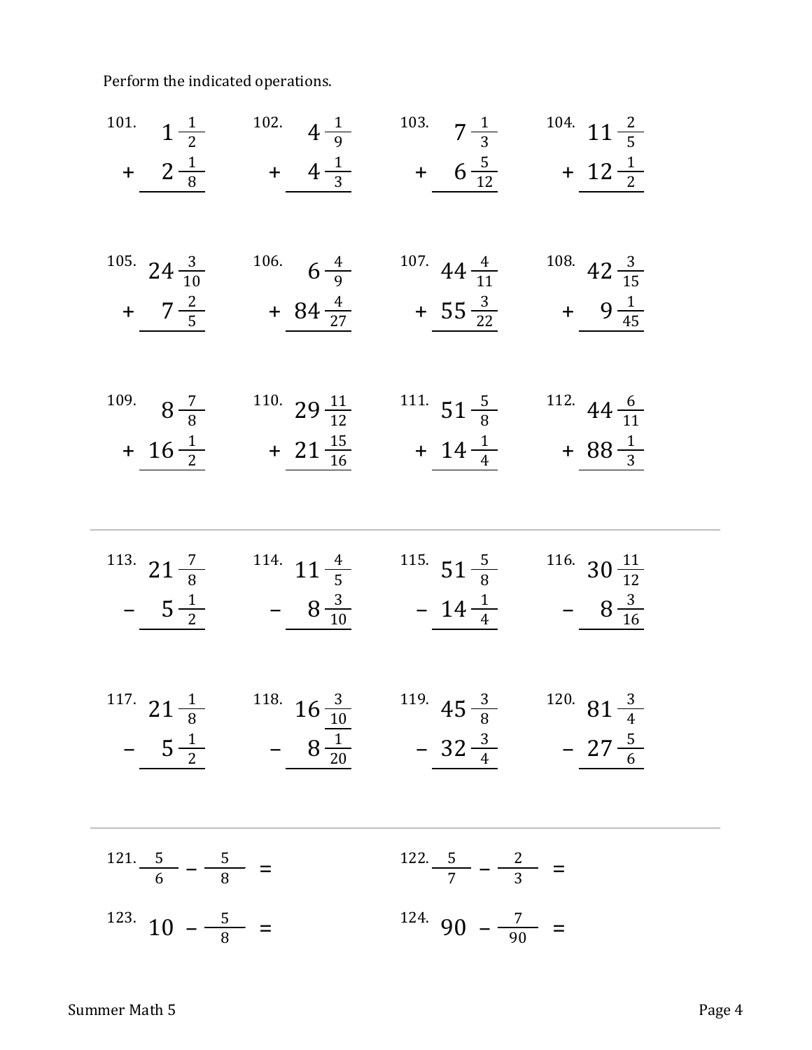Perform the indicated operations.

101. $1\frac{1}{2} + 2\frac{1}{8}$

102. $4\frac{1}{9} + 4\frac{1}{3}$

103. $7\frac{1}{3} + 6\frac{5}{12}$

104. $11\frac{2}{5} + 12\frac{1}{2}$

105. $24\frac{3}{10} + 7\frac{2}{5}$

106. $6\frac{4}{9} + 84\frac{4}{27}$

107. $44\frac{4}{11} + 55\frac{3}{22}$

108. $42\frac{3}{15} + 9\frac{1}{45}$

109. $8\frac{7}{8} + 16\frac{1}{2}$

110. $29\frac{11}{12} + 21\frac{15}{16}$

111. $51\frac{5}{8} + 14\frac{1}{4}$

112. $44\frac{6}{11} + 88\frac{1}{3}$

---

113. $21\frac{7}{8} - 5\frac{1}{2}$

114. $11\frac{4}{5} - 8\frac{3}{10}$

115. $51\frac{5}{8} - 14\frac{1}{4}$

116. $30\frac{11}{12} - 8\frac{3}{16}$

117. $21\frac{1}{8} - 5\frac{1}{2}$

118. $16\frac{3}{10} - 8\frac{1}{20}$

119. $45\frac{3}{8} - 32\frac{3}{4}$

120. $81\frac{3}{4} - 27\frac{5}{6}$

---

121. $\frac{5}{6} - \frac{5}{8} =$

122. $\frac{5}{7} - \frac{2}{3} =$

123. $10 - \frac{5}{8} =$

124. $90 - \frac{7}{90} =$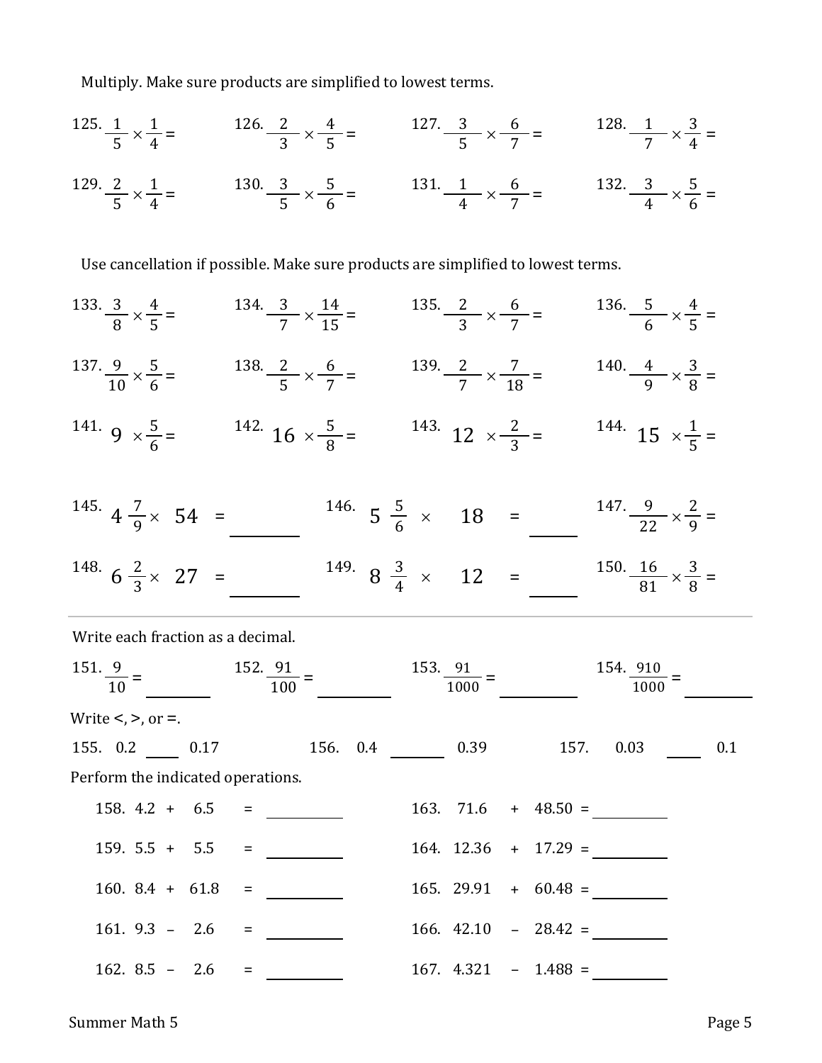Multiply. Make sure products are simplified to lowest terms.

125. $\frac{1}{5} \times \frac{1}{4} =$

126. $\frac{2}{3} \times \frac{4}{5} =$

127. $\frac{3}{5} \times \frac{6}{7} =$

128. $\frac{1}{7} \times \frac{3}{4} =$

129. $\frac{2}{5} \times \frac{1}{4} =$

130. $\frac{3}{5} \times \frac{5}{6} =$

131. $\frac{1}{4} \times \frac{6}{7} =$

132. $\frac{3}{4} \times \frac{5}{6} =$

Use cancellation if possible. Make sure products are simplified to lowest terms.

133. $\frac{3}{8} \times \frac{4}{5} =$

134. $\frac{3}{7} \times \frac{14}{15} =$

135. $\frac{2}{3} \times \frac{6}{7} =$

136. $\frac{5}{6} \times \frac{4}{5} =$

137. $\frac{9}{10} \times \frac{5}{6} =$

138. $\frac{2}{5} \times \frac{6}{7} =$

139. $\frac{2}{7} \times \frac{7}{18} =$

140. $\frac{4}{9} \times \frac{3}{8} =$

141. $9 \times \frac{5}{6} =$

142. $16 \times \frac{5}{8} =$

143. $12 \times \frac{2}{3} =$

144. $15 \times \frac{1}{5} =$

145. $4\frac{7}{9} \times 54 =$ ________

146. $5\frac{5}{6} \times 18 =$ ______

147. $\frac{9}{22} \times \frac{2}{9} =$

148. $6\frac{2}{3} \times 27 =$ ________

149. $8\frac{3}{4} \times 12 =$ ______

150. $\frac{16}{81} \times \frac{3}{8} =$

---

Write each fraction as a decimal.

151. $\frac{9}{10} =$ ________

152. $\frac{91}{100} =$ ________

153. $\frac{91}{1000} =$ ________

154. $\frac{910}{1000} =$ ________

Write <, >, or =.

155. 0.2 ____ 0.17

156. 0.4 ______ 0.39

157. 0.03 ____ 0.1

Perform the indicated operations.

158. 4.2 + 6.5 = ________

159. 5.5 + 5.5 = ________

160. 8.4 + 61.8 = ________

161. 9.3 – 2.6 = ________

162. 8.5 – 2.6 = ________

163. 71.6 + 48.50 = ________

164. 12.36 + 17.29 = ________

165. 29.91 + 60.48 = ________

166. 42.10 – 28.42 = ________

167. 4.321 – 1.488 = ________